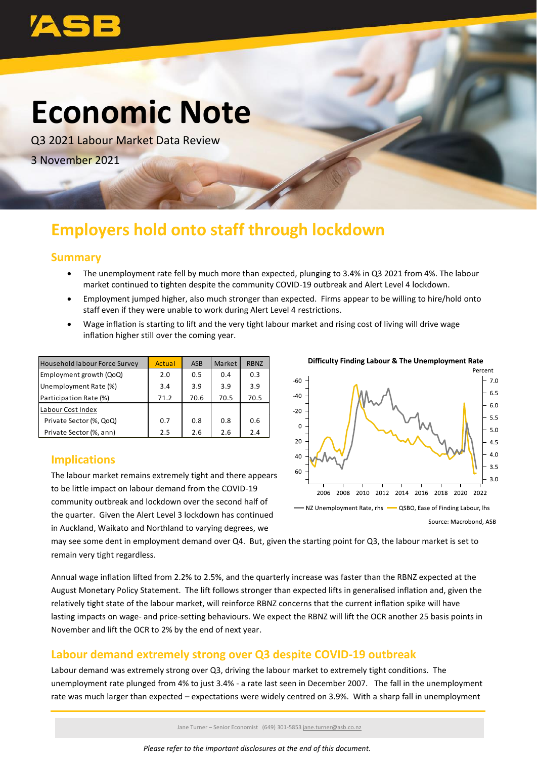# Economic Note

Q3 2021 Labour Market Data Review

3 November 2021

## Employers hold onto staff through lockdown

### Summary

- The unemployment rate fell by much more than expected, plunging to 3.4% in Q3 2021 from 4%. The labour market continued to tighten despite the community COVID-19 outbreak and Alert Level 4 lockdown.
- Employment jumped higher, also much stronger than expected. Firms appear to be willing to hire/hold onto staff even if they were unable to work during Alert Level 4 restrictions.
- Wage inflation is starting to lift and the very tight labour market and rising cost of living will drive wage inflation higher still over the coming year.

| Household labour Force Survey | Actual | ASB | Market | RBNZ |
|---|---|---|---|---|
| Employment growth (QoQ) | 2.0 | 0.5 | 0.4 | 0.3 |
| Unemployment Rate (%) | 3.4 | 3.9 | 3.9 | 3.9 |
| Participation Rate (%) | 71.2 | 70.6 | 70.5 | 70.5 |
| Labour Cost Index | | | | |
| Private Sector (%, QoQ) | 0.7 | 0.8 | 0.8 | 0.6 |
| Private Sector (%, ann) | 2.5 | 2.6 | 2.6 | 2.4 |

**Difficulty Finding Labour & The Unemployment Rate**

Source: Macrobond, ASB

### Implications

The labour market remains extremely tight and there appears to be little impact on labour demand from the COVID-19 community outbreak and lockdown over the second half of the quarter. Given the Alert Level 3 lockdown has continued in Auckland, Waikato and Northland to varying degrees, we may see some dent in employment demand over Q4. But, given the starting point for Q3, the labour market is set to remain very tight regardless.

Annual wage inflation lifted from 2.2% to 2.5%, and the quarterly increase was faster than the RBNZ expected at the August Monetary Policy Statement. The lift follows stronger than expected lifts in generalised inflation and, given the relatively tight state of the labour market, will reinforce RBNZ concerns that the current inflation spike will have lasting impacts on wage- and price-setting behaviours. We expect the RBNZ will lift the OCR another 25 basis points in November and lift the OCR to 2% by the end of next year.

### Labour demand extremely strong over Q3 despite COVID-19 outbreak

Labour demand was extremely strong over Q3, driving the labour market to extremely tight conditions. The unemployment rate plunged from 4% to just 3.4% - a rate last seen in December 2007. The fall in the unemployment rate was much larger than expected – expectations were widely centred on 3.9%. With a sharp fall in unemployment

Jane Turner – Senior Economist (649) 301-5853 jane.turner@asb.co.nz

*Please refer to the important disclosures at the end of this document.*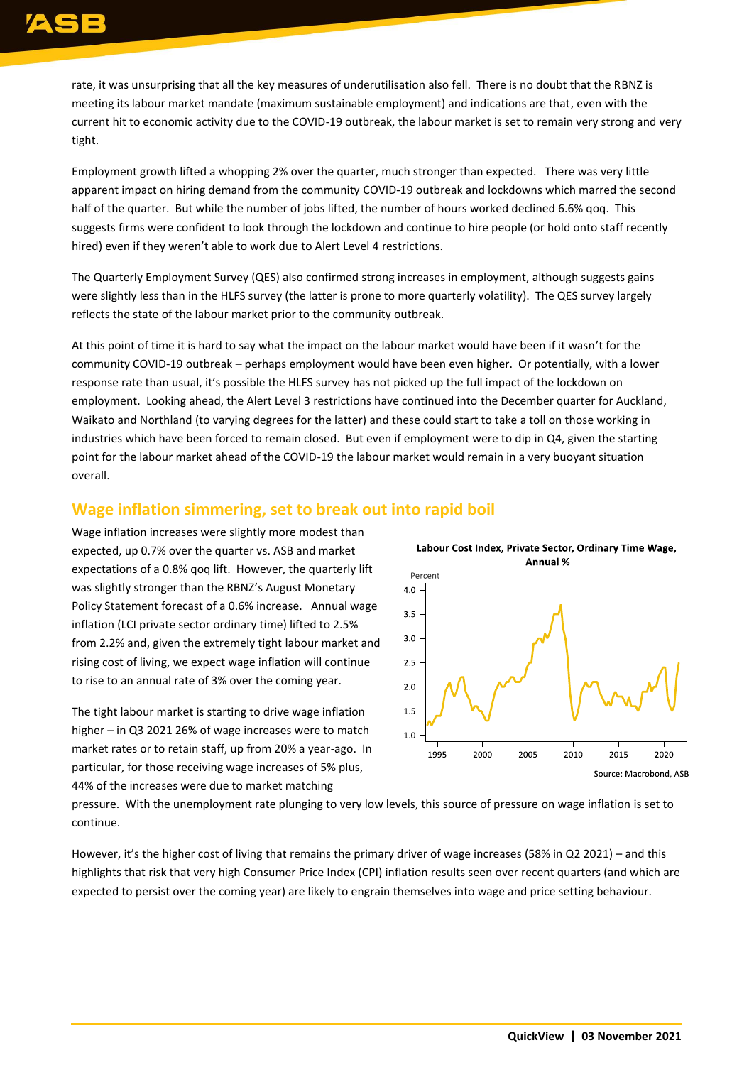rate, it was unsurprising that all the key measures of underutilisation also fell. There is no doubt that the RBNZ is meeting its labour market mandate (maximum sustainable employment) and indications are that, even with the current hit to economic activity due to the COVID-19 outbreak, the labour market is set to remain very strong and very tight.

Employment growth lifted a whopping 2% over the quarter, much stronger than expected. There was very little apparent impact on hiring demand from the community COVID-19 outbreak and lockdowns which marred the second half of the quarter. But while the number of jobs lifted, the number of hours worked declined 6.6% qoq. This suggests firms were confident to look through the lockdown and continue to hire people (or hold onto staff recently hired) even if they weren't able to work due to Alert Level 4 restrictions.

The Quarterly Employment Survey (QES) also confirmed strong increases in employment, although suggests gains were slightly less than in the HLFS survey (the latter is prone to more quarterly volatility). The QES survey largely reflects the state of the labour market prior to the community outbreak.

At this point of time it is hard to say what the impact on the labour market would have been if it wasn't for the community COVID-19 outbreak – perhaps employment would have been even higher. Or potentially, with a lower response rate than usual, it's possible the HLFS survey has not picked up the full impact of the lockdown on employment. Looking ahead, the Alert Level 3 restrictions have continued into the December quarter for Auckland, Waikato and Northland (to varying degrees for the latter) and these could start to take a toll on those working in industries which have been forced to remain closed. But even if employment were to dip in Q4, given the starting point for the labour market ahead of the COVID-19 the labour market would remain in a very buoyant situation overall.

## Wage inflation simmering, set to break out into rapid boil

Wage inflation increases were slightly more modest than expected, up 0.7% over the quarter vs. ASB and market expectations of a 0.8% qoq lift. However, the quarterly lift was slightly stronger than the RBNZ's August Monetary Policy Statement forecast of a 0.6% increase. Annual wage inflation (LCI private sector ordinary time) lifted to 2.5% from 2.2% and, given the extremely tight labour market and rising cost of living, we expect wage inflation will continue to rise to an annual rate of 3% over the coming year.

**Labour Cost Index, Private Sector, Ordinary Time Wage, Annual %**

Source: Macrobond, ASB

The tight labour market is starting to drive wage inflation higher – in Q3 2021 26% of wage increases were to match market rates or to retain staff, up from 20% a year-ago. In particular, for those receiving wage increases of 5% plus, 44% of the increases were due to market matching pressure. With the unemployment rate plunging to very low levels, this source of pressure on wage inflation is set to continue.

However, it's the higher cost of living that remains the primary driver of wage increases (58% in Q2 2021) – and this highlights that risk that very high Consumer Price Index (CPI) inflation results seen over recent quarters (and which are expected to persist over the coming year) are likely to engrain themselves into wage and price setting behaviour.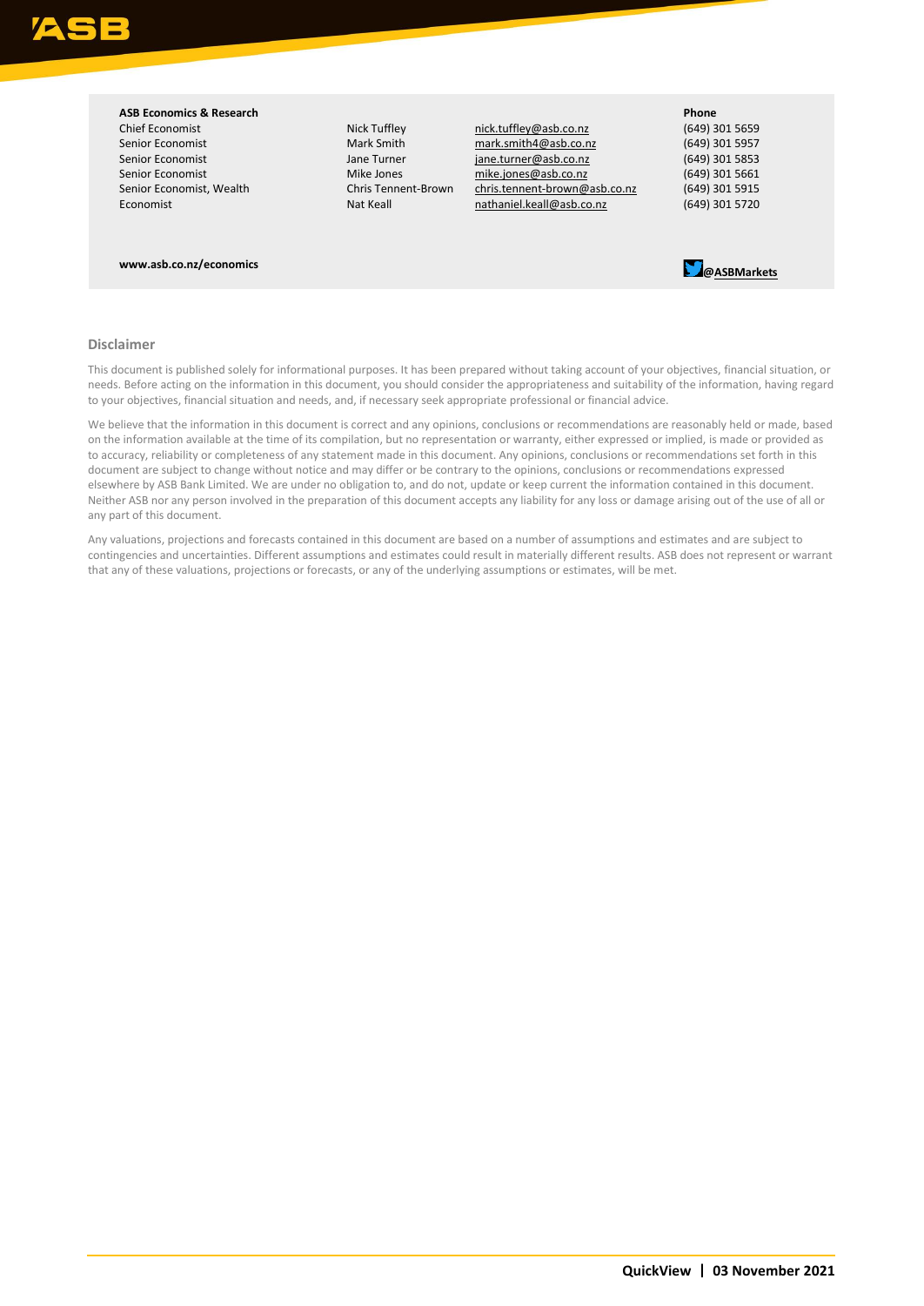| ASB Economics & Research | | | Phone |
| --- | --- | --- | --- |
| Chief Economist | Nick Tuffley | nick.tuffley@asb.co.nz | (649) 301 5659 |
| Senior Economist | Mark Smith | mark.smith4@asb.co.nz | (649) 301 5957 |
| Senior Economist | Jane Turner | jane.turner@asb.co.nz | (649) 301 5853 |
| Senior Economist | Mike Jones | mike.jones@asb.co.nz | (649) 301 5661 |
| Senior Economist, Wealth | Chris Tennent-Brown | chris.tennent-brown@asb.co.nz | (649) 301 5915 |
| Economist | Nat Keall | nathaniel.keall@asb.co.nz | (649) 301 5720 |

**www.asb.co.nz/economics**

**@ASBMarkets**

## Disclaimer

This document is published solely for informational purposes. It has been prepared without taking account of your objectives, financial situation, or needs. Before acting on the information in this document, you should consider the appropriateness and suitability of the information, having regard to your objectives, financial situation and needs, and, if necessary seek appropriate professional or financial advice.

We believe that the information in this document is correct and any opinions, conclusions or recommendations are reasonably held or made, based on the information available at the time of its compilation, but no representation or warranty, either expressed or implied, is made or provided as to accuracy, reliability or completeness of any statement made in this document. Any opinions, conclusions or recommendations set forth in this document are subject to change without notice and may differ or be contrary to the opinions, conclusions or recommendations expressed elsewhere by ASB Bank Limited. We are under no obligation to, and do not, update or keep current the information contained in this document. Neither ASB nor any person involved in the preparation of this document accepts any liability for any loss or damage arising out of the use of all or any part of this document.

Any valuations, projections and forecasts contained in this document are based on a number of assumptions and estimates and are subject to contingencies and uncertainties. Different assumptions and estimates could result in materially different results. ASB does not represent or warrant that any of these valuations, projections or forecasts, or any of the underlying assumptions or estimates, will be met.